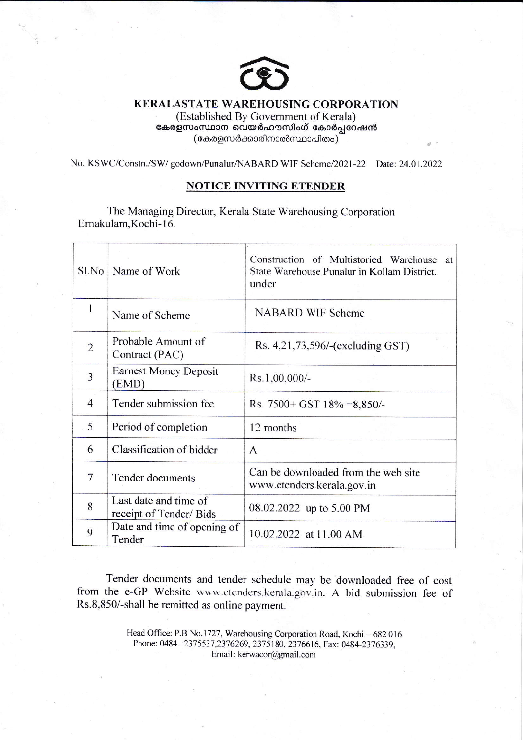# KERALASTATE WAREHOUSING CORPORATION

(Established By Government of Kerala)

കേരളസംസ്ഥാന വെയർഹൗസിംഗ് കോർപ്പറേഷൻ

(കേരളസർക്കാരിനാൽസ്ഥാപിതം)

No. KSWC/Constn./SW/ godown/Punalur/NABARD WIF Scheme/2021-22 Date: 24.01.2022

## NOTICE INVITING ETENDER

The Managing Director, Kerala State Warehousing Corporation Ernakulam,Kochi-16.

| Sl.No | Name of Work | Construction of Multistoried Warehouse at State Warehouse Punalur in Kollam District. under |
|---|---|---|
| 1 | Name of Scheme | NABARD WIF Scheme |
| 2 | Probable Amount of Contract (PAC) | Rs. 4,21,73,596/-(excluding GST) |
| 3 | Earnest Money Deposit (EMD) | Rs.1,00,000/- |
| 4 | Tender submission fee | Rs. 7500+ GST 18% =8,850/- |
| 5 | Period of completion | 12 months |
| 6 | Classification of bidder | A |
| 7 | Tender documents | Can be downloaded from the web site www.etenders.kerala.gov.in |
| 8 | Last date and time of receipt of Tender/ Bids | 08.02.2022 up to 5.00 PM |
| 9 | Date and time of opening of Tender | 10.02.2022 at 11.00 AM |

Tender documents and tender schedule may be downloaded free of cost from the e-GP Website www.etenders.kerala.gov.in. A bid submission fee of Rs.8,850/-shall be remitted as online payment.

Head Office: P.B No.1727, Warehousing Corporation Road, Kochi – 682 016
Phone: 0484 –2375537,2376269, 2375180, 2376616, Fax: 0484-2376339,
Email: kerwacor@gmail.com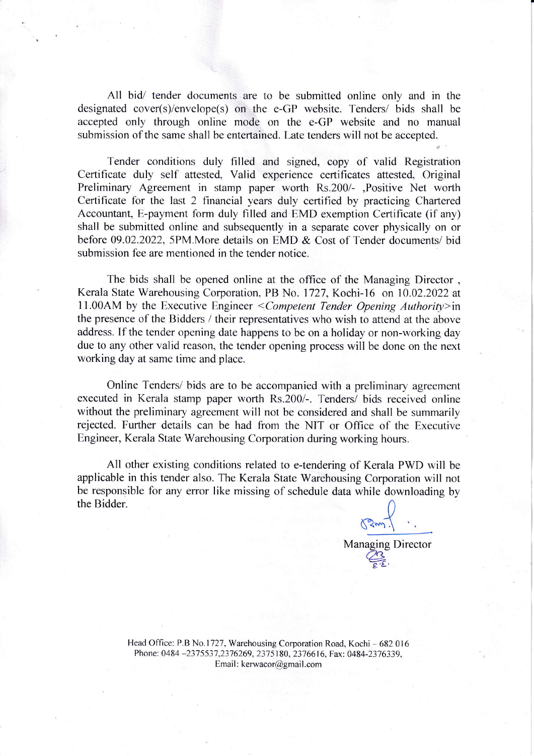All bid/ tender documents are to be submitted online only and in the designated cover(s)/envelope(s) on the e-GP website. Tenders/ bids shall be accepted only through online mode on the e-GP website and no manual submission of the same shall be entertained. Late tenders will not be accepted.

Tender conditions duly filled and signed, copy of valid Registration Certificate duly self attested, Valid experience certificates attested, Original Preliminary Agreement in stamp paper worth Rs.200/- ,Positive Net worth Certificate for the last 2 financial years duly certified by practicing Chartered Accountant, E-payment form duly filled and EMD exemption Certificate (if any) shall be submitted online and subsequently in a separate cover physically on or before 09.02.2022, 5PM.More details on EMD & Cost of Tender documents/ bid submission fee are mentioned in the tender notice.

The bids shall be opened online at the office of the Managing Director , Kerala State Warehousing Corporation, PB No. 1727, Kochi-16 on 10.02.2022 at 11.00AM by the Executive Engineer <*Competent Tender Opening Authority*>in the presence of the Bidders / their representatives who wish to attend at the above address. If the tender opening date happens to be on a holiday or non-working day due to any other valid reason, the tender opening process will be done on the next working day at same time and place.

Online Tenders/ bids are to be accompanied with a preliminary agreement executed in Kerala stamp paper worth Rs.200/-. Tenders/ bids received online without the preliminary agreement will not be considered and shall be summarily rejected. Further details can be had from the NIT or Office of the Executive Engineer, Kerala State Warehousing Corporation during working hours.

All other existing conditions related to e-tendering of Kerala PWD will be applicable in this tender also. The Kerala State Warehousing Corporation will not be responsible for any error like missing of schedule data while downloading by the Bidder.

Managing Director

Head Office: P.B No.1727, Warehousing Corporation Road, Kochi – 682 016
Phone: 0484 –2375537,2376269, 2375180, 2376616, Fax: 0484-2376339,
Email: kerwacor@gmail.com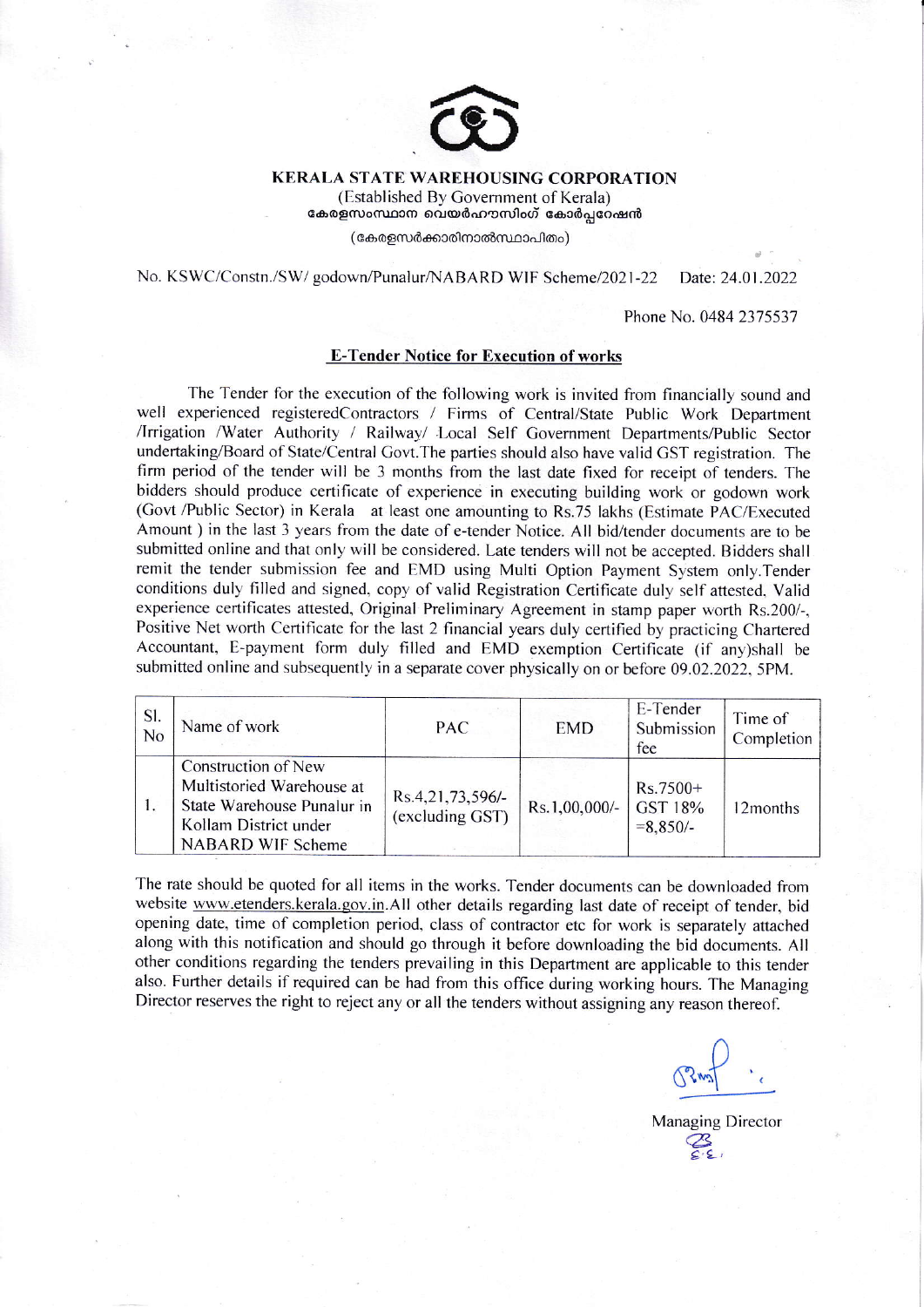**KERALA STATE WAREHOUSING CORPORATION**

(Established By Government of Kerala)

കേരളസംസ്ഥാന വെയർഹൗസിംഗ് കോർപ്പറേഷൻ

(കേരളസർക്കാരിനാൽസ്ഥാപിതം)

No. KSWC/Constn./SW/ godown/Punalur/NABARD WIF Scheme/2021-22 Date: 24.01.2022

Phone No. 0484 2375537

## E-Tender Notice for Execution of works

The Tender for the execution of the following work is invited from financially sound and well experienced registeredContractors / Firms of Central/State Public Work Department /Irrigation /Water Authority / Railway/ Local Self Government Departments/Public Sector undertaking/Board of State/Central Govt.The parties should also have valid GST registration. The firm period of the tender will be 3 months from the last date fixed for receipt of tenders. The bidders should produce certificate of experience in executing building work or godown work (Govt /Public Sector) in Kerala at least one amounting to Rs.75 lakhs (Estimate PAC/Executed Amount ) in the last 3 years from the date of e-tender Notice. All bid/tender documents are to be submitted online and that only will be considered. Late tenders will not be accepted. Bidders shall remit the tender submission fee and EMD using Multi Option Payment System only.Tender conditions duly filled and signed, copy of valid Registration Certificate duly self attested, Valid experience certificates attested, Original Preliminary Agreement in stamp paper worth Rs.200/-, Positive Net worth Certificate for the last 2 financial years duly certified by practicing Chartered Accountant, E-payment form duly filled and EMD exemption Certificate (if any)shall be submitted online and subsequently in a separate cover physically on or before 09.02.2022, 5PM.

| Sl. No | Name of work | PAC | EMD | E-Tender Submission fee | Time of Completion |
|---|---|---|---|---|---|
| 1. | Construction of New Multistoried Warehouse at State Warehouse Punalur in Kollam District under NABARD WIF Scheme | Rs.4,21,73,596/- (excluding GST) | Rs.1,00,000/- | Rs.7500+ GST 18% =8,850/- | 12months |

The rate should be quoted for all items in the works. Tender documents can be downloaded from website www.etenders.kerala.gov.in.All other details regarding last date of receipt of tender, bid opening date, time of completion period, class of contractor etc for work is separately attached along with this notification and should go through it before downloading the bid documents. All other conditions regarding the tenders prevailing in this Department are applicable to this tender also. Further details if required can be had from this office during working hours. The Managing Director reserves the right to reject any or all the tenders without assigning any reason thereof.

Managing Director